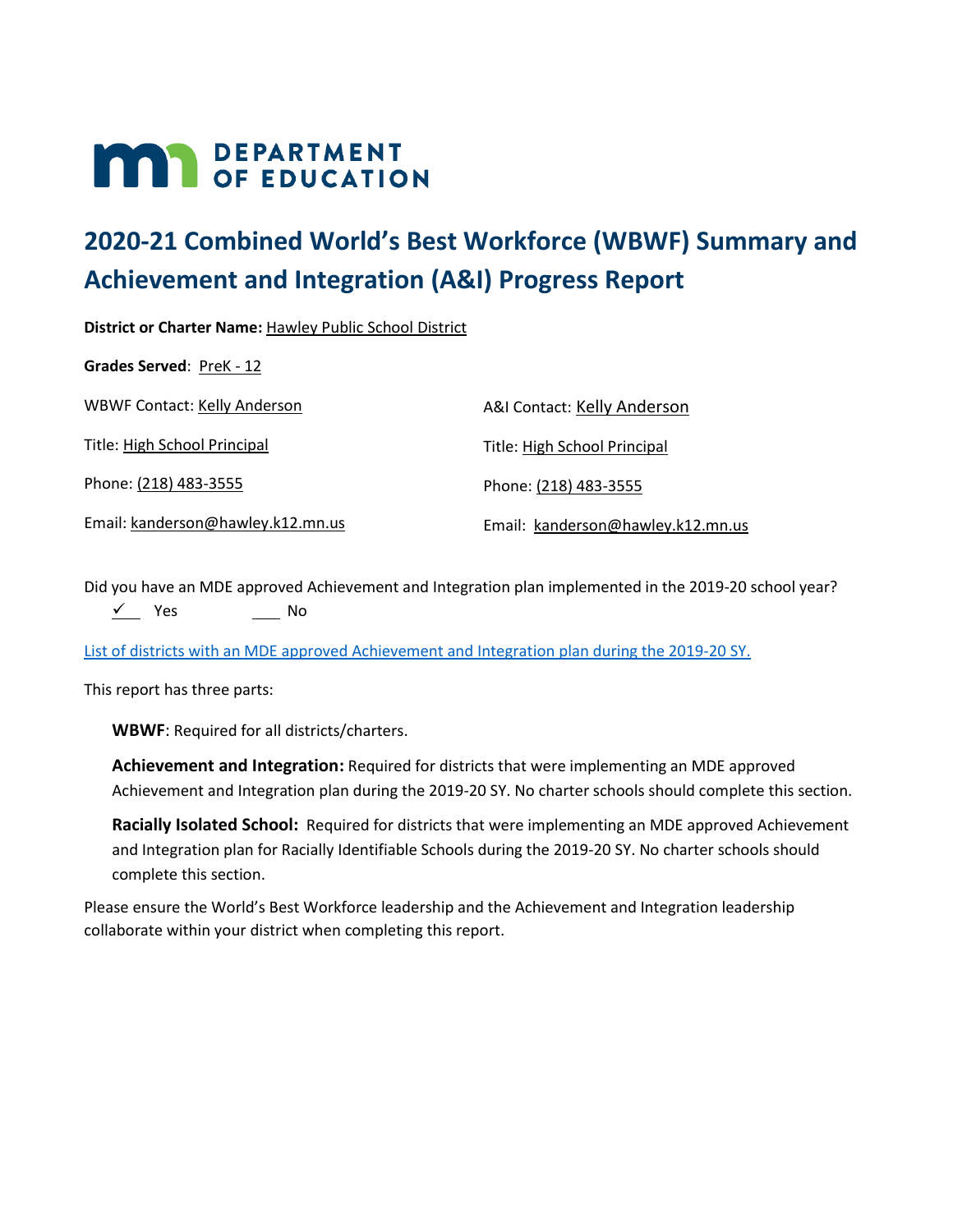DEPARTMENT OF EDUCATION

# 2020-21 Combined World's Best Workforce (WBWF) Summary and Achievement and Integration (A&I) Progress Report

**District or Charter Name:** Hawley Public School District

**Grades Served**: PreK - 12

WBWF Contact: Kelly Anderson

Title: High School Principal

Phone: (218) 483-3555

Email: kanderson@hawley.k12.mn.us

A&I Contact: Kelly Anderson

Title: High School Principal

Phone: (218) 483-3555

Email: kanderson@hawley.k12.mn.us

Did you have an MDE approved Achievement and Integration plan implemented in the 2019-20 school year?

✓ Yes ___ No

List of districts with an MDE approved Achievement and Integration plan during the 2019-20 SY.

This report has three parts:

**WBWF**: Required for all districts/charters.

**Achievement and Integration:** Required for districts that were implementing an MDE approved Achievement and Integration plan during the 2019-20 SY. No charter schools should complete this section.

**Racially Isolated School:** Required for districts that were implementing an MDE approved Achievement and Integration plan for Racially Identifiable Schools during the 2019-20 SY. No charter schools should complete this section.

Please ensure the World's Best Workforce leadership and the Achievement and Integration leadership collaborate within your district when completing this report.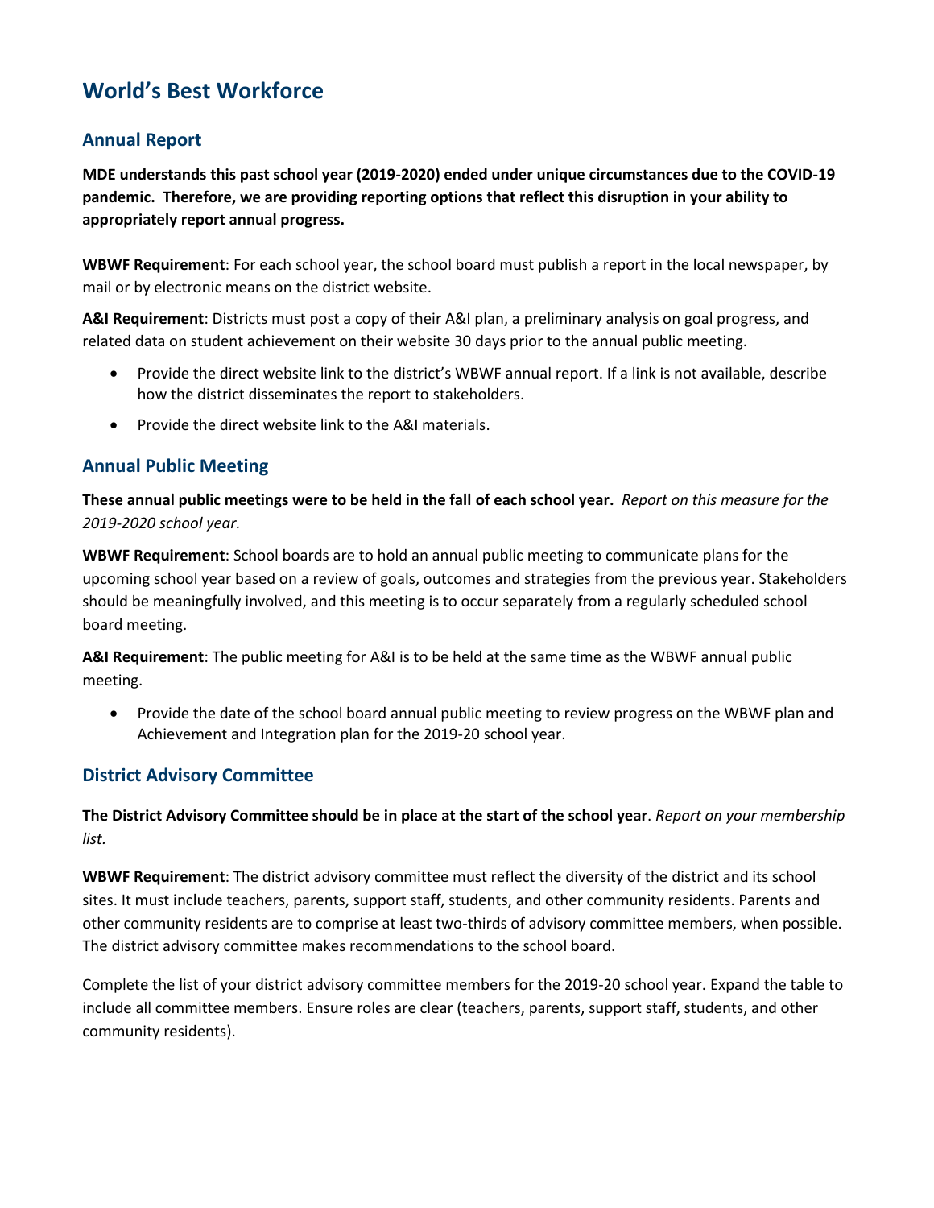# World's Best Workforce

## Annual Report

**MDE understands this past school year (2019-2020) ended under unique circumstances due to the COVID-19 pandemic. Therefore, we are providing reporting options that reflect this disruption in your ability to appropriately report annual progress.**

**WBWF Requirement**: For each school year, the school board must publish a report in the local newspaper, by mail or by electronic means on the district website.

**A&I Requirement**: Districts must post a copy of their A&I plan, a preliminary analysis on goal progress, and related data on student achievement on their website 30 days prior to the annual public meeting.

- Provide the direct website link to the district's WBWF annual report. If a link is not available, describe how the district disseminates the report to stakeholders.
- Provide the direct website link to the A&I materials.

## Annual Public Meeting

**These annual public meetings were to be held in the fall of each school year.** *Report on this measure for the 2019-2020 school year.*

**WBWF Requirement**: School boards are to hold an annual public meeting to communicate plans for the upcoming school year based on a review of goals, outcomes and strategies from the previous year. Stakeholders should be meaningfully involved, and this meeting is to occur separately from a regularly scheduled school board meeting.

**A&I Requirement**: The public meeting for A&I is to be held at the same time as the WBWF annual public meeting.

- Provide the date of the school board annual public meeting to review progress on the WBWF plan and Achievement and Integration plan for the 2019-20 school year.

## District Advisory Committee

**The District Advisory Committee should be in place at the start of the school year**. *Report on your membership list.*

**WBWF Requirement**: The district advisory committee must reflect the diversity of the district and its school sites. It must include teachers, parents, support staff, students, and other community residents. Parents and other community residents are to comprise at least two-thirds of advisory committee members, when possible. The district advisory committee makes recommendations to the school board.

Complete the list of your district advisory committee members for the 2019-20 school year. Expand the table to include all committee members. Ensure roles are clear (teachers, parents, support staff, students, and other community residents).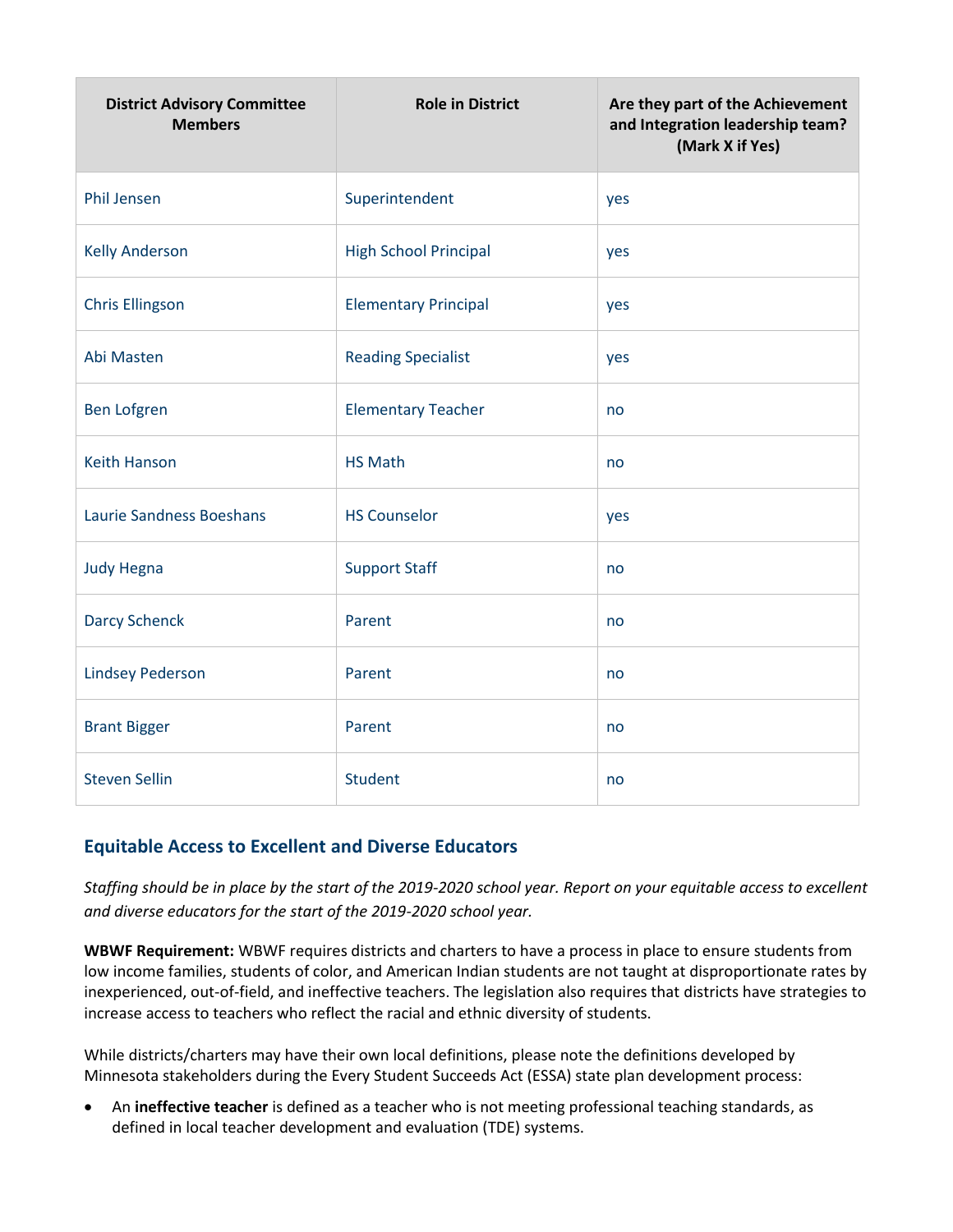| District Advisory Committee Members | Role in District | Are they part of the Achievement and Integration leadership team? (Mark X if Yes) |
|---|---|---|
| Phil Jensen | Superintendent | yes |
| Kelly Anderson | High School Principal | yes |
| Chris Ellingson | Elementary Principal | yes |
| Abi Masten | Reading Specialist | yes |
| Ben Lofgren | Elementary Teacher | no |
| Keith Hanson | HS Math | no |
| Laurie Sandness Boeshans | HS Counselor | yes |
| Judy Hegna | Support Staff | no |
| Darcy Schenck | Parent | no |
| Lindsey Pederson | Parent | no |
| Brant Bigger | Parent | no |
| Steven Sellin | Student | no |

## Equitable Access to Excellent and Diverse Educators

*Staffing should be in place by the start of the 2019-2020 school year. Report on your equitable access to excellent and diverse educators for the start of the 2019-2020 school year.*

**WBWF Requirement:** WBWF requires districts and charters to have a process in place to ensure students from low income families, students of color, and American Indian students are not taught at disproportionate rates by inexperienced, out-of-field, and ineffective teachers. The legislation also requires that districts have strategies to increase access to teachers who reflect the racial and ethnic diversity of students.

While districts/charters may have their own local definitions, please note the definitions developed by Minnesota stakeholders during the Every Student Succeeds Act (ESSA) state plan development process:

- An **ineffective teacher** is defined as a teacher who is not meeting professional teaching standards, as defined in local teacher development and evaluation (TDE) systems.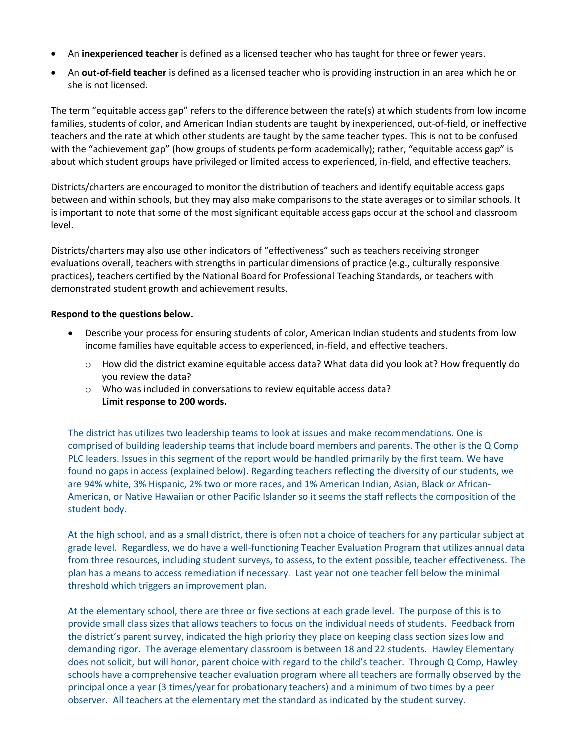- An **inexperienced teacher** is defined as a licensed teacher who has taught for three or fewer years.
- An **out-of-field teacher** is defined as a licensed teacher who is providing instruction in an area which he or she is not licensed.

The term "equitable access gap" refers to the difference between the rate(s) at which students from low income families, students of color, and American Indian students are taught by inexperienced, out-of-field, or ineffective teachers and the rate at which other students are taught by the same teacher types. This is not to be confused with the "achievement gap" (how groups of students perform academically); rather, "equitable access gap" is about which student groups have privileged or limited access to experienced, in-field, and effective teachers.

Districts/charters are encouraged to monitor the distribution of teachers and identify equitable access gaps between and within schools, but they may also make comparisons to the state averages or to similar schools. It is important to note that some of the most significant equitable access gaps occur at the school and classroom level.

Districts/charters may also use other indicators of "effectiveness" such as teachers receiving stronger evaluations overall, teachers with strengths in particular dimensions of practice (e.g., culturally responsive practices), teachers certified by the National Board for Professional Teaching Standards, or teachers with demonstrated student growth and achievement results.

**Respond to the questions below.**

- Describe your process for ensuring students of color, American Indian students and students from low income families have equitable access to experienced, in-field, and effective teachers.
  - How did the district examine equitable access data? What data did you look at? How frequently do you review the data?
  - Who was included in conversations to review equitable access data? **Limit response to 200 words.**

The district has utilizes two leadership teams to look at issues and make recommendations. One is comprised of building leadership teams that include board members and parents. The other is the Q Comp PLC leaders. Issues in this segment of the report would be handled primarily by the first team. We have found no gaps in access (explained below). Regarding teachers reflecting the diversity of our students, we are 94% white, 3% Hispanic, 2% two or more races, and 1% American Indian, Asian, Black or African-American, or Native Hawaiian or other Pacific Islander so it seems the staff reflects the composition of the student body.

At the high school, and as a small district, there is often not a choice of teachers for any particular subject at grade level. Regardless, we do have a well-functioning Teacher Evaluation Program that utilizes annual data from three resources, including student surveys, to assess, to the extent possible, teacher effectiveness. The plan has a means to access remediation if necessary. Last year not one teacher fell below the minimal threshold which triggers an improvement plan.

At the elementary school, there are three or five sections at each grade level. The purpose of this is to provide small class sizes that allows teachers to focus on the individual needs of students. Feedback from the district's parent survey, indicated the high priority they place on keeping class section sizes low and demanding rigor. The average elementary classroom is between 18 and 22 students. Hawley Elementary does not solicit, but will honor, parent choice with regard to the child's teacher. Through Q Comp, Hawley schools have a comprehensive teacher evaluation program where all teachers are formally observed by the principal once a year (3 times/year for probationary teachers) and a minimum of two times by a peer observer. All teachers at the elementary met the standard as indicated by the student survey.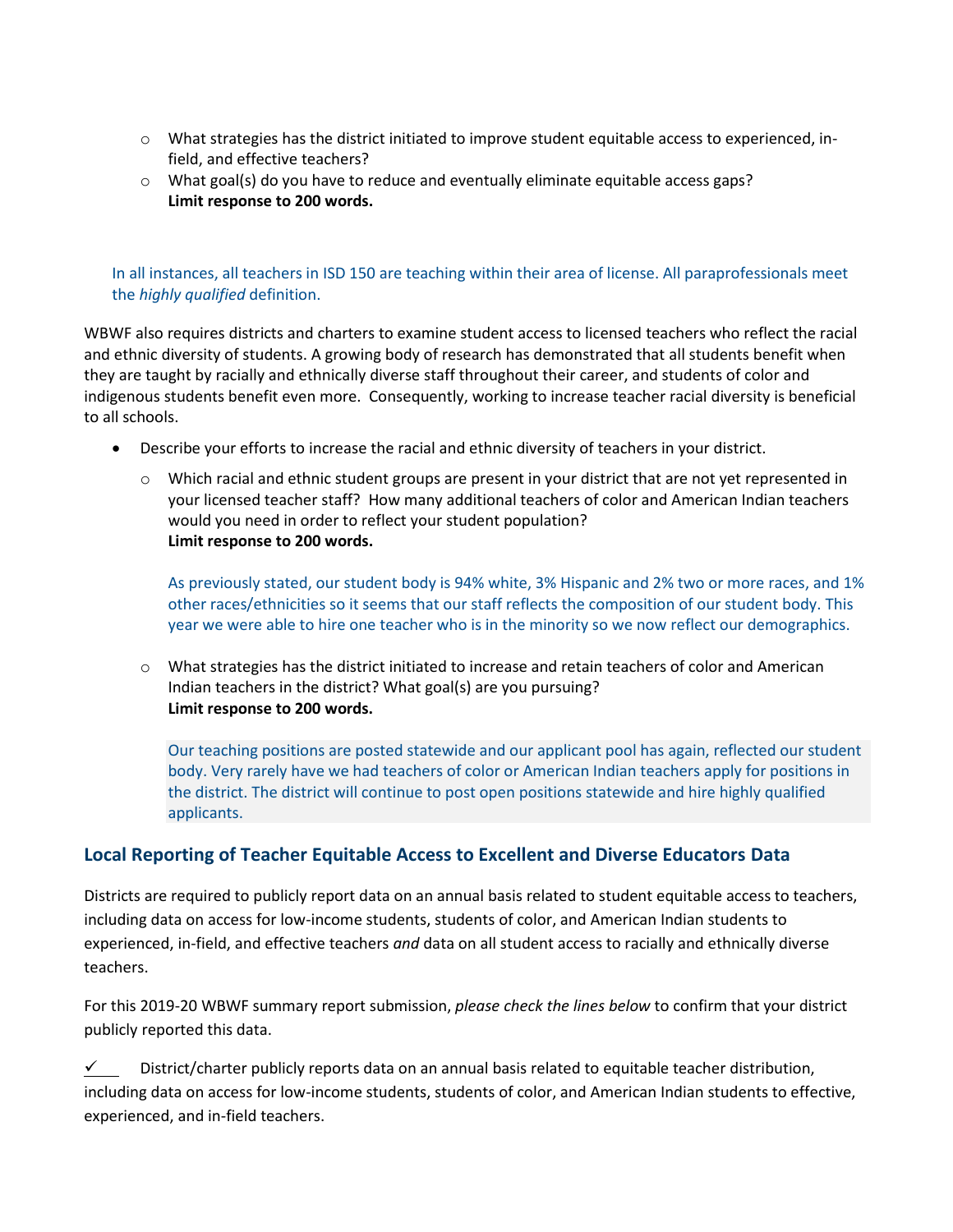- What strategies has the district initiated to improve student equitable access to experienced, in-field, and effective teachers?
  - What goal(s) do you have to reduce and eventually eliminate equitable access gaps?
    **Limit response to 200 words.**

In all instances, all teachers in ISD 150 are teaching within their area of license. All paraprofessionals meet the *highly qualified* definition.

WBWF also requires districts and charters to examine student access to licensed teachers who reflect the racial and ethnic diversity of students. A growing body of research has demonstrated that all students benefit when they are taught by racially and ethnically diverse staff throughout their career, and students of color and indigenous students benefit even more. Consequently, working to increase teacher racial diversity is beneficial to all schools.

- Describe your efforts to increase the racial and ethnic diversity of teachers in your district.
  - Which racial and ethnic student groups are present in your district that are not yet represented in your licensed teacher staff? How many additional teachers of color and American Indian teachers would you need in order to reflect your student population?
    **Limit response to 200 words.**

    As previously stated, our student body is 94% white, 3% Hispanic and 2% two or more races, and 1% other races/ethnicities so it seems that our staff reflects the composition of our student body. This year we were able to hire one teacher who is in the minority so we now reflect our demographics.

  - What strategies has the district initiated to increase and retain teachers of color and American Indian teachers in the district? What goal(s) are you pursuing?
    **Limit response to 200 words.**

    Our teaching positions are posted statewide and our applicant pool has again, reflected our student body. Very rarely have we had teachers of color or American Indian teachers apply for positions in the district. The district will continue to post open positions statewide and hire highly qualified applicants.

## Local Reporting of Teacher Equitable Access to Excellent and Diverse Educators Data

Districts are required to publicly report data on an annual basis related to student equitable access to teachers, including data on access for low-income students, students of color, and American Indian students to experienced, in-field, and effective teachers *and* data on all student access to racially and ethnically diverse teachers.

For this 2019-20 WBWF summary report submission, *please check the lines below* to confirm that your district publicly reported this data.

✓ District/charter publicly reports data on an annual basis related to equitable teacher distribution, including data on access for low-income students, students of color, and American Indian students to effective, experienced, and in-field teachers.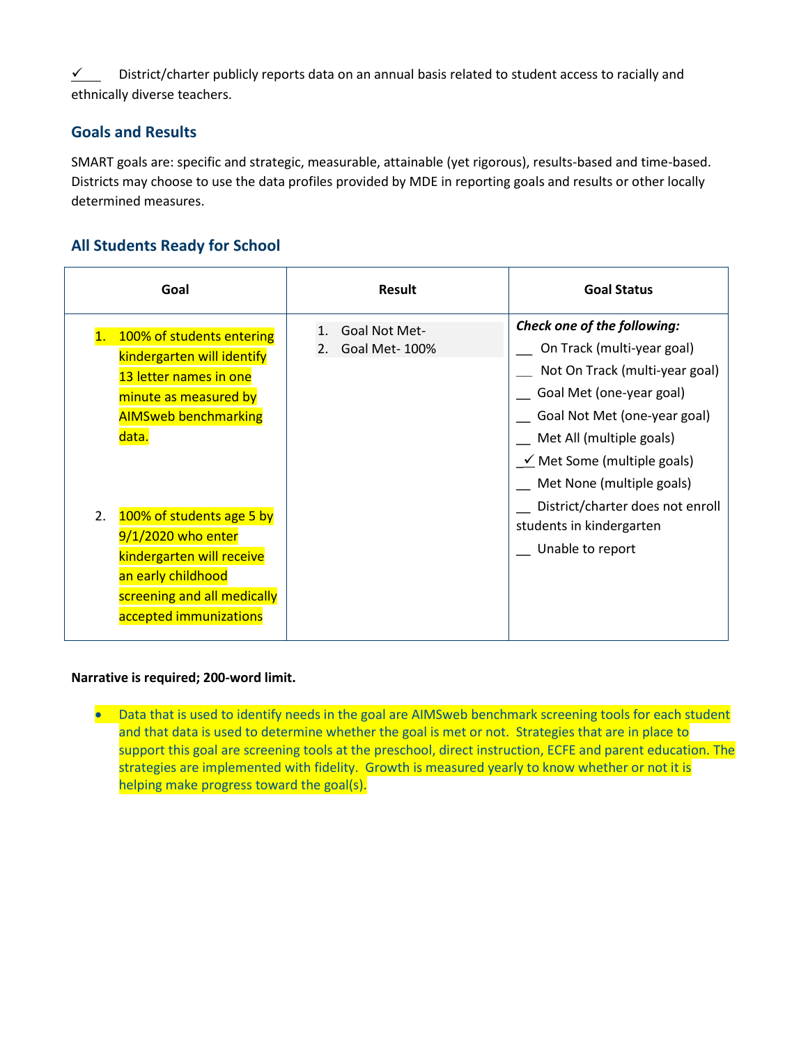✓ District/charter publicly reports data on an annual basis related to student access to racially and ethnically diverse teachers.

## Goals and Results

SMART goals are: specific and strategic, measurable, attainable (yet rigorous), results-based and time-based. Districts may choose to use the data profiles provided by MDE in reporting goals and results or other locally determined measures.

## All Students Ready for School

| Goal | Result | Goal Status |
|---|---|---|
| 1. 100% of students entering kindergarten will identify 13 letter names in one minute as measured by AIMSweb benchmarking data.<br><br>2. 100% of students age 5 by 9/1/2020 who enter kindergarten will receive an early childhood screening and all medically accepted immunizations | 1. Goal Not Met-<br>2. Goal Met- 100% | ***Check one of the following:***<br>__ On Track (multi-year goal)<br>__ Not On Track (multi-year goal)<br>__ Goal Met (one-year goal)<br>__ Goal Not Met (one-year goal)<br>__ Met All (multiple goals)<br>✓ Met Some (multiple goals)<br>__ Met None (multiple goals)<br>__ District/charter does not enroll students in kindergarten<br>__ Unable to report |

**Narrative is required; 200-word limit.**

- Data that is used to identify needs in the goal are AIMSweb benchmark screening tools for each student and that data is used to determine whether the goal is met or not. Strategies that are in place to support this goal are screening tools at the preschool, direct instruction, ECFE and parent education. The strategies are implemented with fidelity. Growth is measured yearly to know whether or not it is helping make progress toward the goal(s).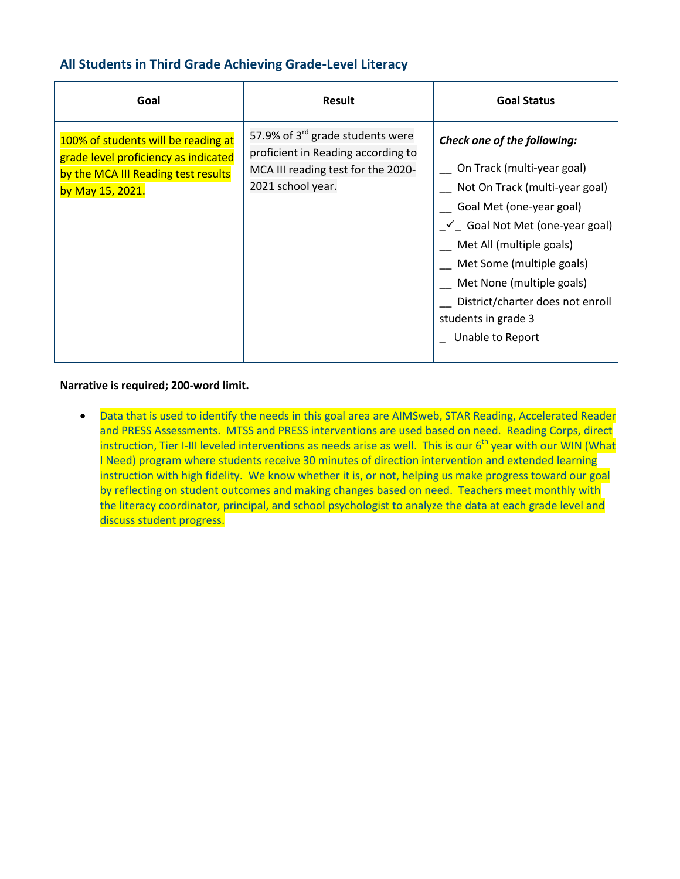## All Students in Third Grade Achieving Grade-Level Literacy

| Goal | Result | Goal Status |
|---|---|---|
| 100% of students will be reading at grade level proficiency as indicated by the MCA III Reading test results by May 15, 2021. | 57.9% of 3rd grade students were proficient in Reading according to MCA III reading test for the 2020-2021 school year. | ***Check one of the following:***<br><br>__ On Track (multi-year goal)<br>__ Not On Track (multi-year goal)<br>__ Goal Met (one-year goal)<br>_✓_ Goal Not Met (one-year goal)<br>__ Met All (multiple goals)<br>__ Met Some (multiple goals)<br>__ Met None (multiple goals)<br>__ District/charter does not enroll students in grade 3<br>_ Unable to Report |

**Narrative is required; 200-word limit.**

- Data that is used to identify the needs in this goal area are AIMSweb, STAR Reading, Accelerated Reader and PRESS Assessments. MTSS and PRESS interventions are used based on need. Reading Corps, direct instruction, Tier I-III leveled interventions as needs arise as well. This is our 6th year with our WIN (What I Need) program where students receive 30 minutes of direction intervention and extended learning instruction with high fidelity. We know whether it is, or not, helping us make progress toward our goal by reflecting on student outcomes and making changes based on need. Teachers meet monthly with the literacy coordinator, principal, and school psychologist to analyze the data at each grade level and discuss student progress.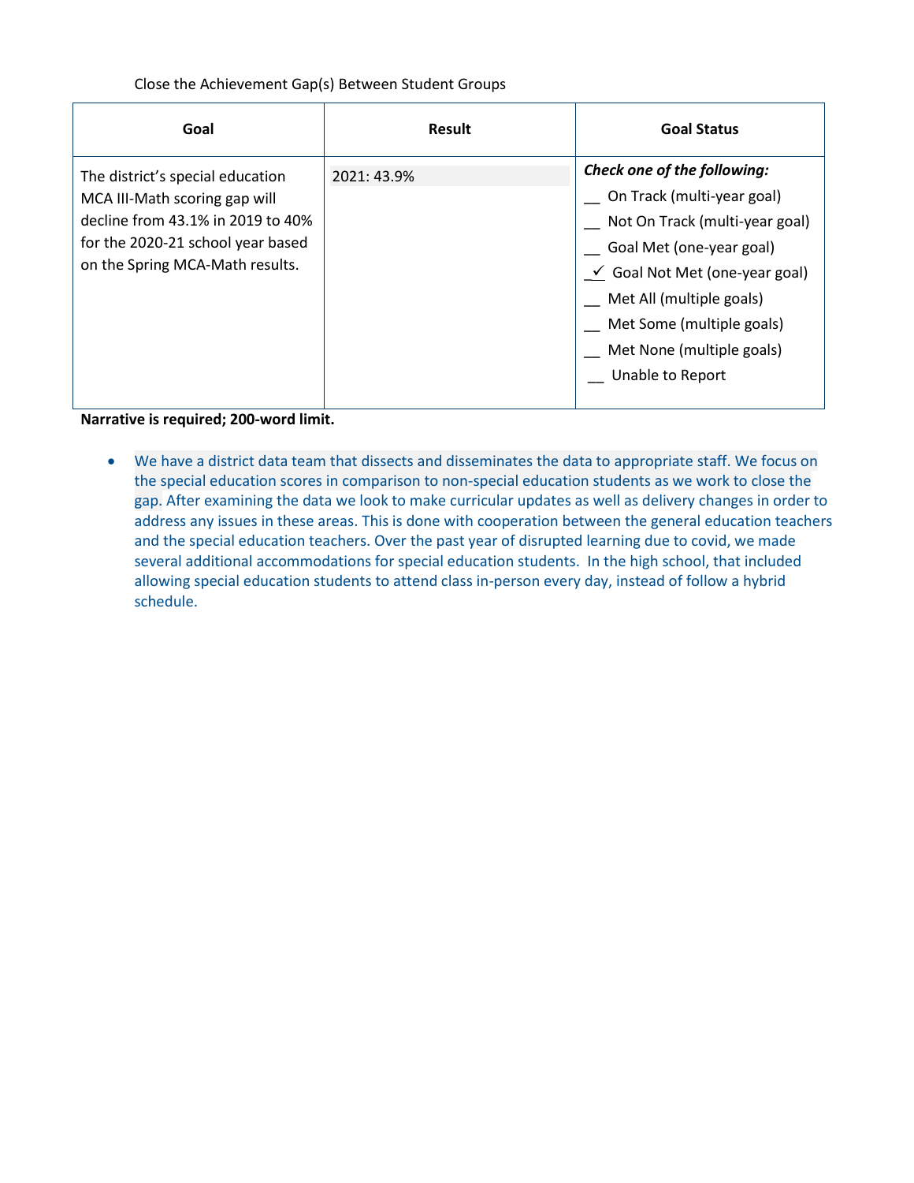Close the Achievement Gap(s) Between Student Groups

| Goal | Result | Goal Status |
|---|---|---|
| The district's special education MCA III-Math scoring gap will decline from 43.1% in 2019 to 40% for the 2020-21 school year based on the Spring MCA-Math results. | 2021: 43.9% | ***Check one of the following:***<br>__ On Track (multi-year goal)<br>__ Not On Track (multi-year goal)<br>__ Goal Met (one-year goal)<br>_✓ Goal Not Met (one-year goal)<br>__ Met All (multiple goals)<br>__ Met Some (multiple goals)<br>__ Met None (multiple goals)<br>__ Unable to Report |

**Narrative is required; 200-word limit.**

- We have a district data team that dissects and disseminates the data to appropriate staff. We focus on the special education scores in comparison to non-special education students as we work to close the gap. After examining the data we look to make curricular updates as well as delivery changes in order to address any issues in these areas. This is done with cooperation between the general education teachers and the special education teachers. Over the past year of disrupted learning due to covid, we made several additional accommodations for special education students. In the high school, that included allowing special education students to attend class in-person every day, instead of follow a hybrid schedule.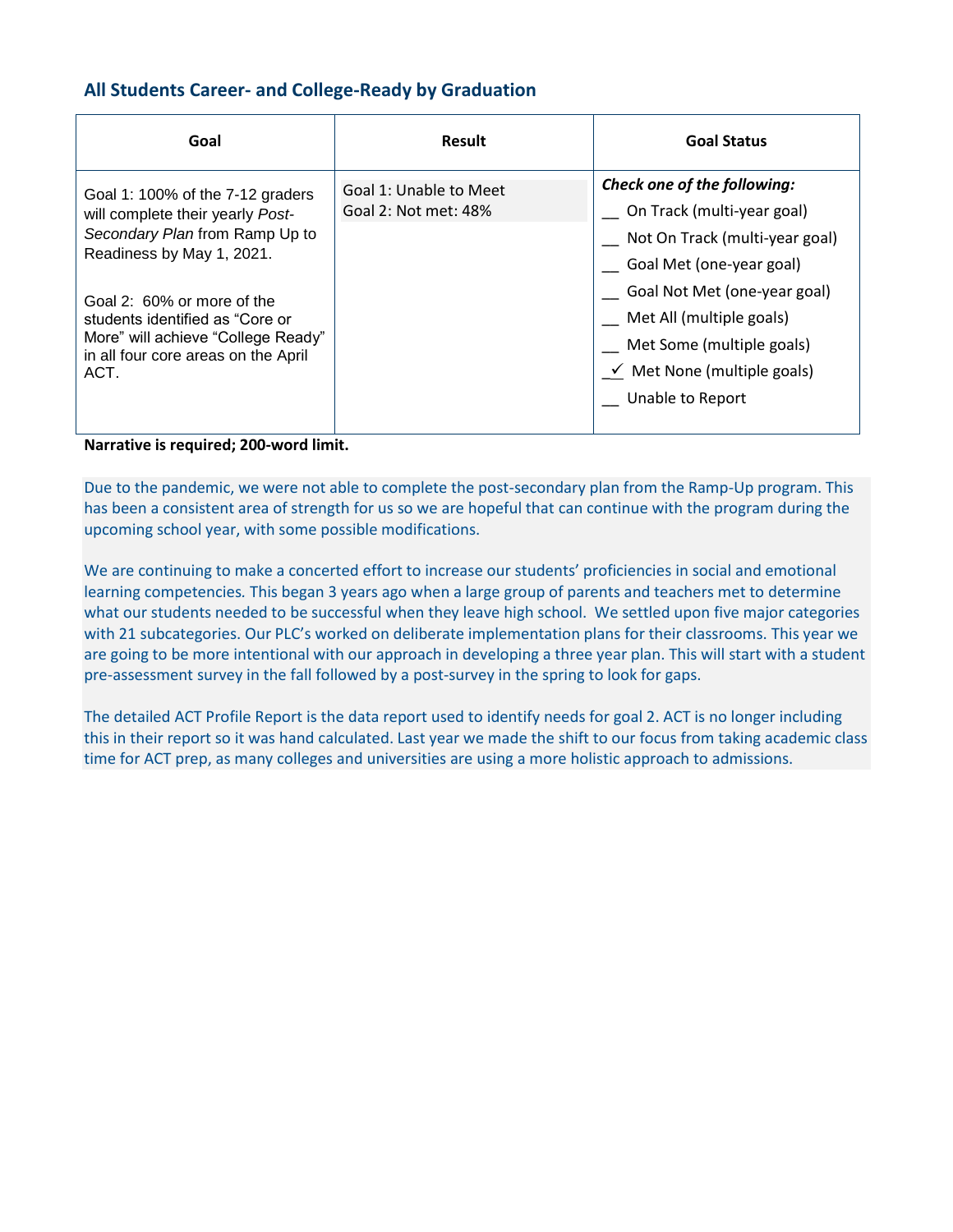## All Students Career- and College-Ready by Graduation

| Goal | Result | Goal Status |
|---|---|---|
| Goal 1: 100% of the 7-12 graders will complete their yearly *Post-Secondary Plan* from Ramp Up to Readiness by May 1, 2021.<br><br>Goal 2: 60% or more of the students identified as "Core or More" will achieve "College Ready" in all four core areas on the April ACT. | Goal 1: Unable to Meet<br>Goal 2: Not met: 48% | ***Check one of the following:***<br>__ On Track (multi-year goal)<br>__ Not On Track (multi-year goal)<br>__ Goal Met (one-year goal)<br>__ Goal Not Met (one-year goal)<br>__ Met All (multiple goals)<br>__ Met Some (multiple goals)<br>_✓_ Met None (multiple goals)<br>__ Unable to Report |

**Narrative is required; 200-word limit.**

Due to the pandemic, we were not able to complete the post-secondary plan from the Ramp-Up program. This has been a consistent area of strength for us so we are hopeful that can continue with the program during the upcoming school year, with some possible modifications.

We are continuing to make a concerted effort to increase our students' proficiencies in social and emotional learning competencies. This began 3 years ago when a large group of parents and teachers met to determine what our students needed to be successful when they leave high school. We settled upon five major categories with 21 subcategories. Our PLC's worked on deliberate implementation plans for their classrooms. This year we are going to be more intentional with our approach in developing a three year plan. This will start with a student pre-assessment survey in the fall followed by a post-survey in the spring to look for gaps.

The detailed ACT Profile Report is the data report used to identify needs for goal 2. ACT is no longer including this in their report so it was hand calculated. Last year we made the shift to our focus from taking academic class time for ACT prep, as many colleges and universities are using a more holistic approach to admissions.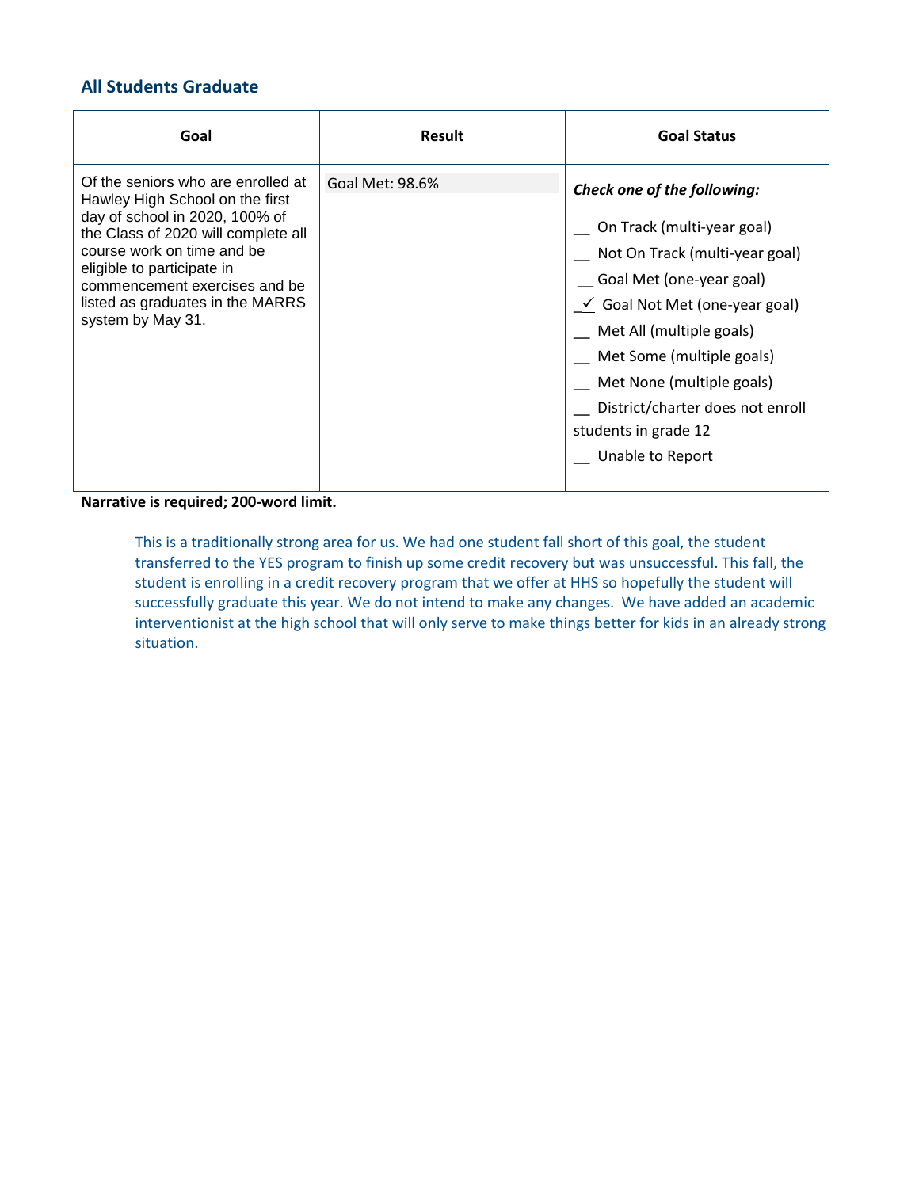## All Students Graduate

| Goal | Result | Goal Status |
|---|---|---|
| Of the seniors who are enrolled at Hawley High School on the first day of school in 2020, 100% of the Class of 2020 will complete all course work on time and be eligible to participate in commencement exercises and be listed as graduates in the MARRS system by May 31. | Goal Met: 98.6% | ***Check one of the following:***<br>__ On Track (multi-year goal)<br>__ Not On Track (multi-year goal)<br>__ Goal Met (one-year goal)<br>_✓ Goal Not Met (one-year goal)<br>__ Met All (multiple goals)<br>__ Met Some (multiple goals)<br>__ Met None (multiple goals)<br>__ District/charter does not enroll students in grade 12<br>__ Unable to Report |

**Narrative is required; 200-word limit.**

This is a traditionally strong area for us. We had one student fall short of this goal, the student transferred to the YES program to finish up some credit recovery but was unsuccessful. This fall, the student is enrolling in a credit recovery program that we offer at HHS so hopefully the student will successfully graduate this year. We do not intend to make any changes. We have added an academic interventionist at the high school that will only serve to make things better for kids in an already strong situation.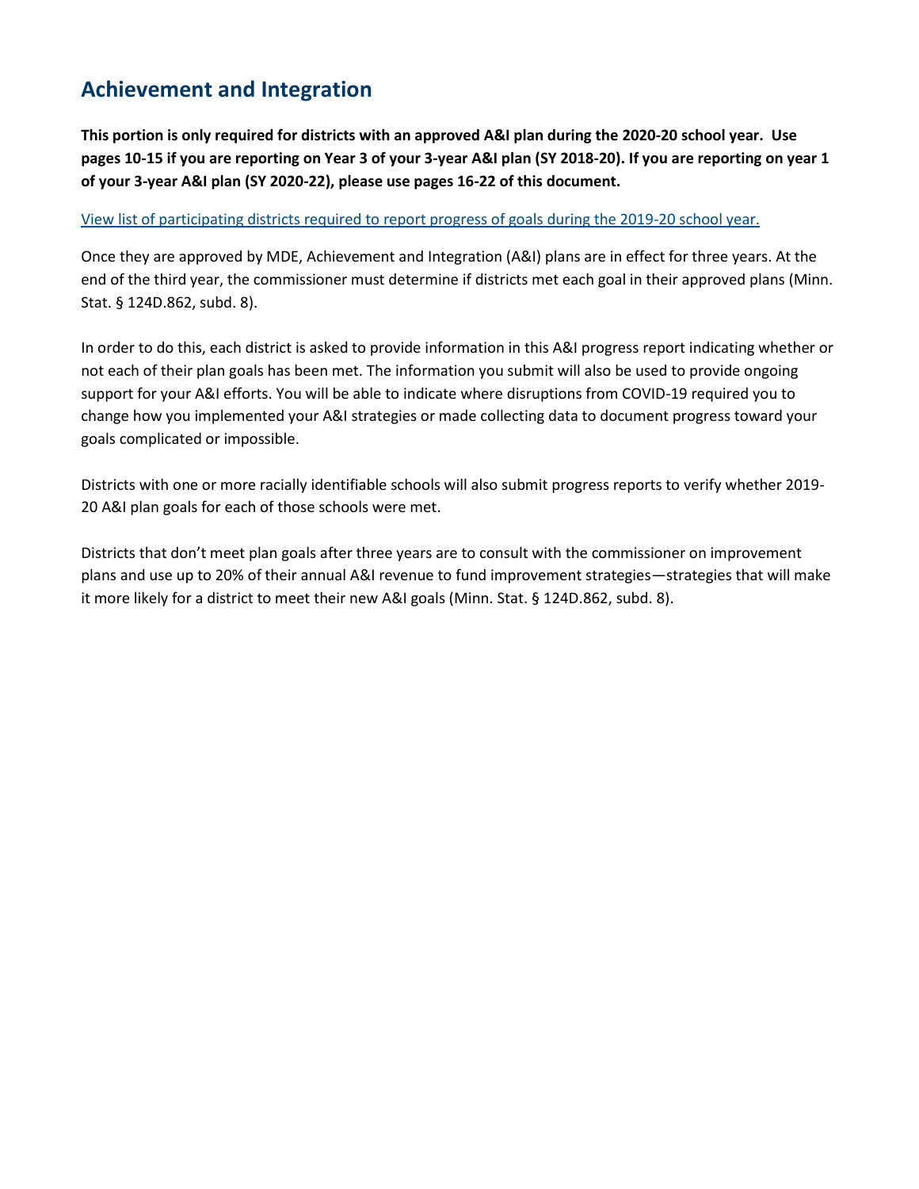## Achievement and Integration

**This portion is only required for districts with an approved A&I plan during the 2020-20 school year. Use pages 10-15 if you are reporting on Year 3 of your 3-year A&I plan (SY 2018-20). If you are reporting on year 1 of your 3-year A&I plan (SY 2020-22), please use pages 16-22 of this document.**

View list of participating districts required to report progress of goals during the 2019-20 school year.

Once they are approved by MDE, Achievement and Integration (A&I) plans are in effect for three years. At the end of the third year, the commissioner must determine if districts met each goal in their approved plans (Minn. Stat. § 124D.862, subd. 8).

In order to do this, each district is asked to provide information in this A&I progress report indicating whether or not each of their plan goals has been met. The information you submit will also be used to provide ongoing support for your A&I efforts. You will be able to indicate where disruptions from COVID-19 required you to change how you implemented your A&I strategies or made collecting data to document progress toward your goals complicated or impossible.

Districts with one or more racially identifiable schools will also submit progress reports to verify whether 2019-20 A&I plan goals for each of those schools were met.

Districts that don't meet plan goals after three years are to consult with the commissioner on improvement plans and use up to 20% of their annual A&I revenue to fund improvement strategies—strategies that will make it more likely for a district to meet their new A&I goals (Minn. Stat. § 124D.862, subd. 8).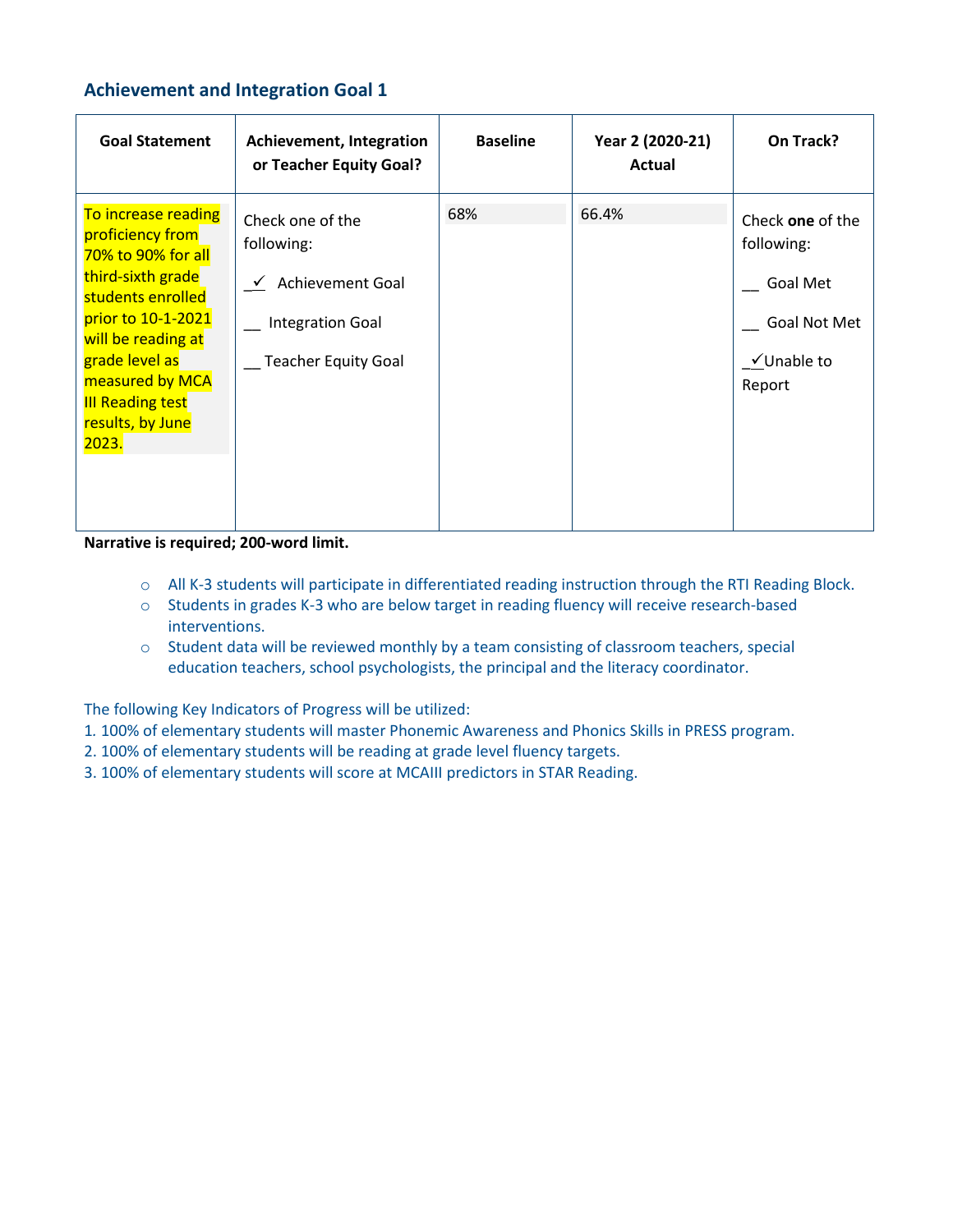### Achievement and Integration Goal 1

| Goal Statement | Achievement, Integration or Teacher Equity Goal? | Baseline | Year 2 (2020-21) Actual | On Track? |
| --- | --- | --- | --- | --- |
| To increase reading proficiency from 70% to 90% for all third-sixth grade students enrolled prior to 10-1-2021 will be reading at grade level as measured by MCA III Reading test results, by June 2023. | Check one of the following:<br>_✓_ Achievement Goal<br>__ Integration Goal<br>__ Teacher Equity Goal | 68% | 66.4% | Check **one** of the following:<br>__ Goal Met<br>__ Goal Not Met<br>_✓_Unable to Report |

**Narrative is required; 200-word limit.**

- All K-3 students will participate in differentiated reading instruction through the RTI Reading Block.
- Students in grades K-3 who are below target in reading fluency will receive research-based interventions.
- Student data will be reviewed monthly by a team consisting of classroom teachers, special education teachers, school psychologists, the principal and the literacy coordinator.

The following Key Indicators of Progress will be utilized:

1. 100% of elementary students will master Phonemic Awareness and Phonics Skills in PRESS program.
2. 100% of elementary students will be reading at grade level fluency targets.
3. 100% of elementary students will score at MCAIII predictors in STAR Reading.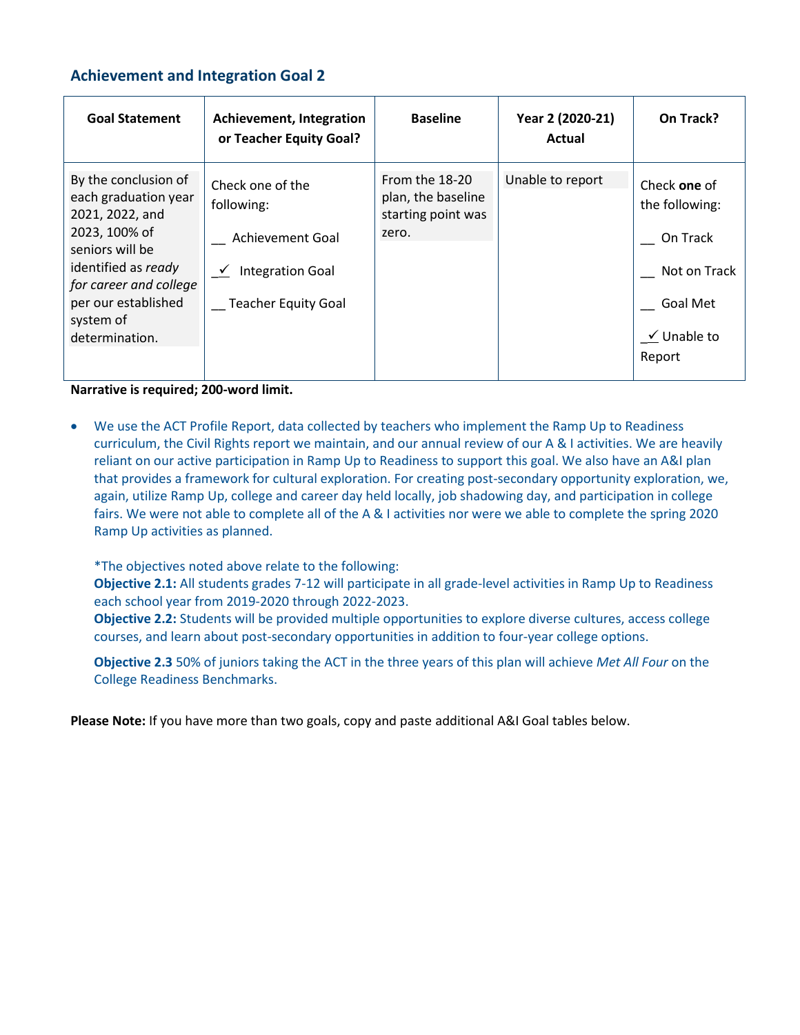## Achievement and Integration Goal 2

| Goal Statement | Achievement, Integration or Teacher Equity Goal? | Baseline | Year 2 (2020-21) Actual | On Track? |
|---|---|---|---|---|
| By the conclusion of each graduation year 2021, 2022, and 2023, 100% of seniors will be identified as *ready for career and college* per our established system of determination. | Check one of the following:<br>__ Achievement Goal<br>_✓ Integration Goal<br>__ Teacher Equity Goal | From the 18-20 plan, the baseline starting point was zero. | Unable to report | Check **one** of the following:<br>__ On Track<br>__ Not on Track<br>__ Goal Met<br>_✓ Unable to Report |

**Narrative is required; 200-word limit.**

- We use the ACT Profile Report, data collected by teachers who implement the Ramp Up to Readiness curriculum, the Civil Rights report we maintain, and our annual review of our A & I activities. We are heavily reliant on our active participation in Ramp Up to Readiness to support this goal. We also have an A&I plan that provides a framework for cultural exploration. For creating post-secondary opportunity exploration, we, again, utilize Ramp Up, college and career day held locally, job shadowing day, and participation in college fairs. We were not able to complete all of the A & I activities nor were we able to complete the spring 2020 Ramp Up activities as planned.

  *The objectives noted above relate to the following:
  **Objective 2.1:** All students grades 7-12 will participate in all grade-level activities in Ramp Up to Readiness each school year from 2019-2020 through 2022-2023.
  **Objective 2.2:** Students will be provided multiple opportunities to explore diverse cultures, access college courses, and learn about post-secondary opportunities in addition to four-year college options.

  **Objective 2.3** 50% of juniors taking the ACT in the three years of this plan will achieve *Met All Four* on the College Readiness Benchmarks.

**Please Note:** If you have more than two goals, copy and paste additional A&I Goal tables below.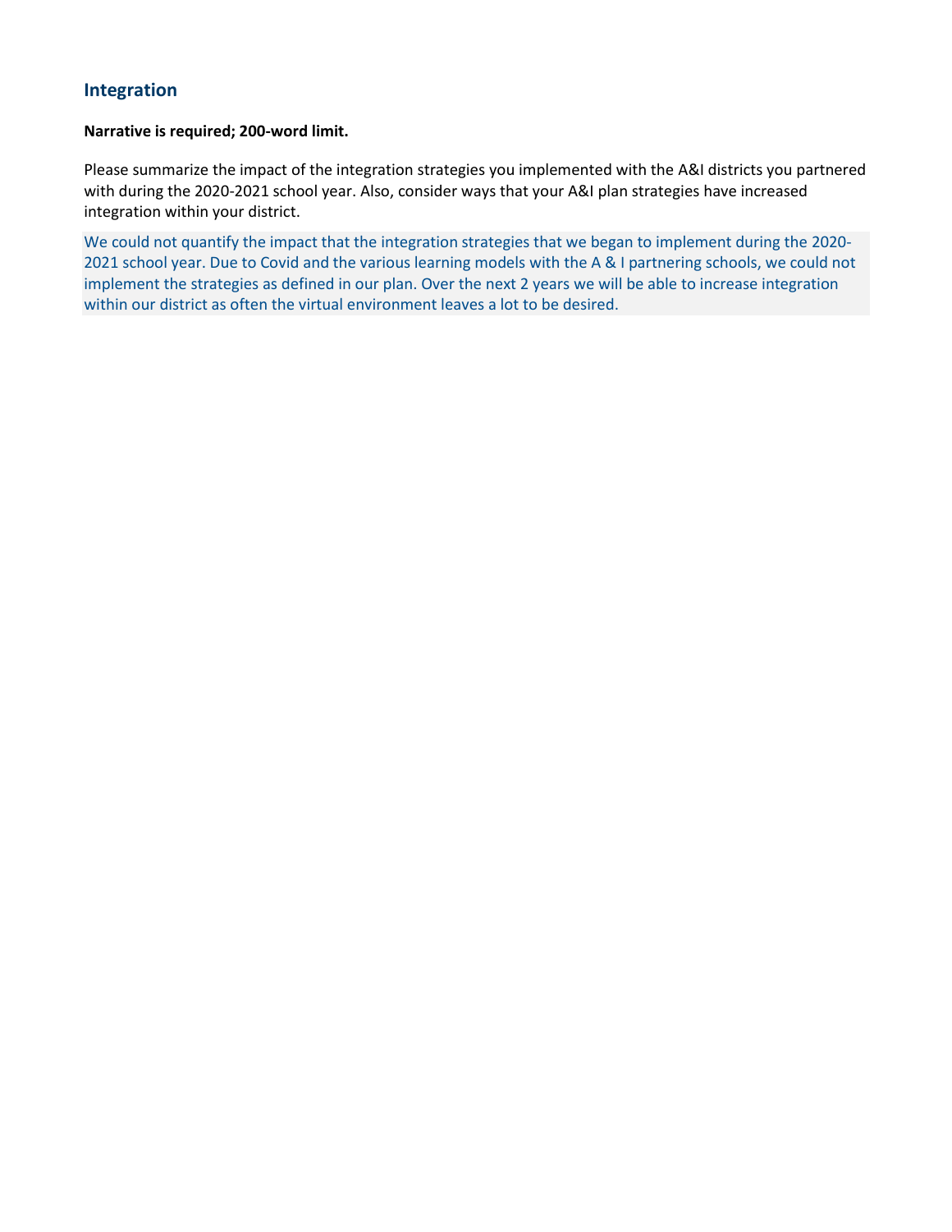## Integration

**Narrative is required; 200-word limit.**

Please summarize the impact of the integration strategies you implemented with the A&I districts you partnered with during the 2020-2021 school year. Also, consider ways that your A&I plan strategies have increased integration within your district.

We could not quantify the impact that the integration strategies that we began to implement during the 2020-2021 school year. Due to Covid and the various learning models with the A & I partnering schools, we could not implement the strategies as defined in our plan. Over the next 2 years we will be able to increase integration within our district as often the virtual environment leaves a lot to be desired.